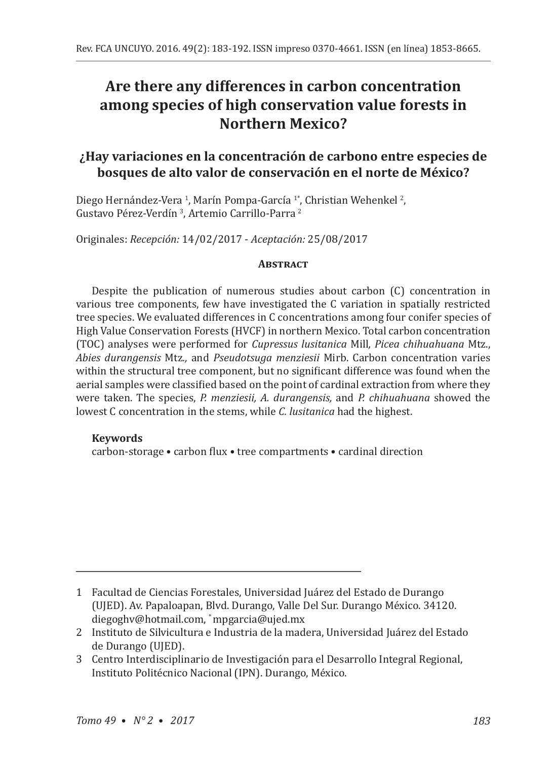# Are there any differences in carbon concentration among species of high conservation value forests in Northern Mexico?

## ¿Hay variaciones en la concentración de carbono entre especies de bosques de alto valor de conservación en el norte de México?

Diego Hernández-Vera [1], Marín Pompa-García [1*], Christian Wehenkel [2], Gustavo Pérez-Verdín [3], Artemio Carrillo-Parra [2]

Originales: *Recepción:* 14/02/2017 - *Aceptación:* 25/08/2017

### Abstract

Despite the publication of numerous studies about carbon (C) concentration in various tree components, few have investigated the C variation in spatially restricted tree species. We evaluated differences in C concentrations among four conifer species of High Value Conservation Forests (HVCF) in northern Mexico. Total carbon concentration (TOC) analyses were performed for *Cupressus lusitanica* Mill*, Picea chihuahuana* Mtz., *Abies durangensis* Mtz*.,* and *Pseudotsuga menziesii* Mirb. Carbon concentration varies within the structural tree component, but no significant difference was found when the aerial samples were classified based on the point of cardinal extraction from where they were taken. The species, *P. menziesii, A. durangensis,* and *P. chihuahuana* showed the lowest C concentration in the stems, while *C. lusitanica* had the highest.

**Keywords**

carbon-storage • carbon flux • tree compartments • cardinal direction

---

1 Facultad de Ciencias Forestales, Universidad Juárez del Estado de Durango (UJED). Av. Papaloapan, Blvd. Durango, Valle Del Sur. Durango México. 34120. diegoghv@hotmail.com, *mpgarcia@ujed.mx

2 Instituto de Silvicultura e Industria de la madera, Universidad Juárez del Estado de Durango (UJED).

3 Centro Interdisciplinario de Investigación para el Desarrollo Integral Regional, Instituto Politécnico Nacional (IPN). Durango, México.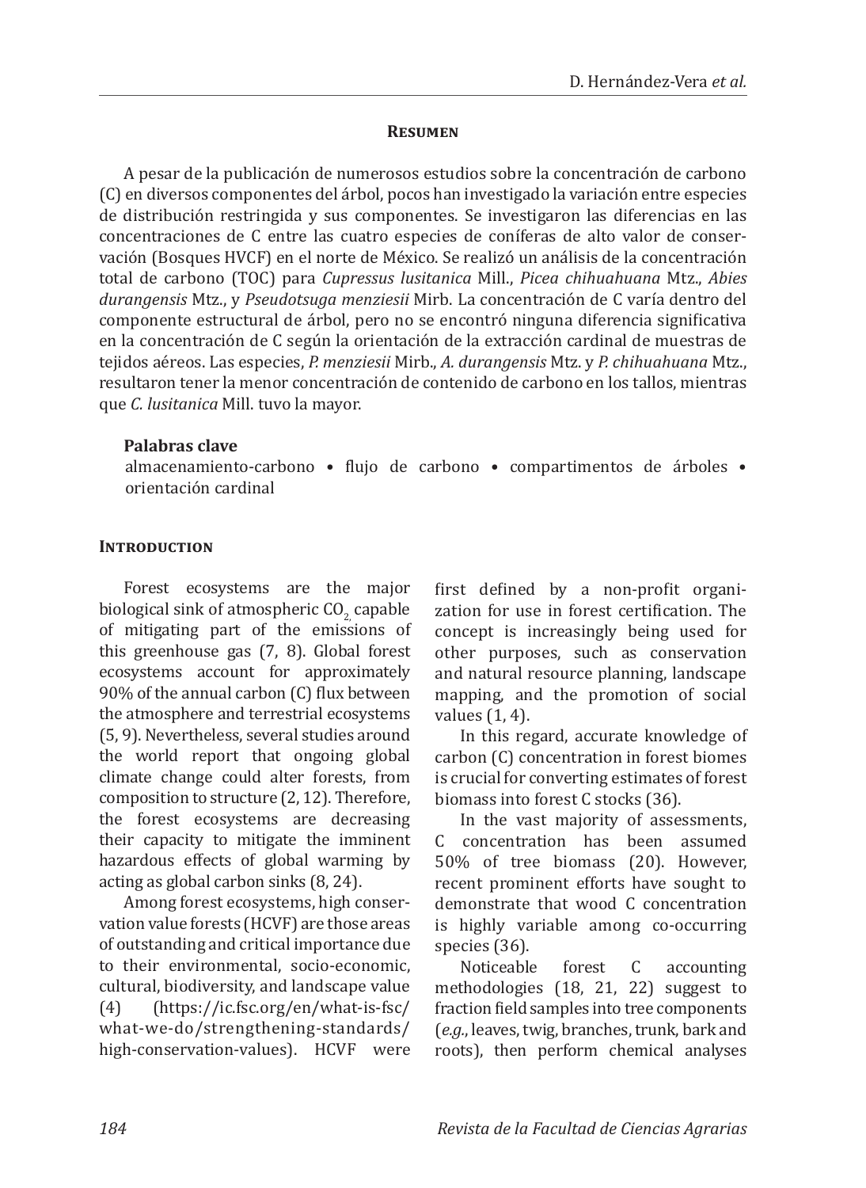## Resumen

A pesar de la publicación de numerosos estudios sobre la concentración de carbono (C) en diversos componentes del árbol, pocos han investigado la variación entre especies de distribución restringida y sus componentes. Se investigaron las diferencias en las concentraciones de C entre las cuatro especies de coníferas de alto valor de conservación (Bosques HVCF) en el norte de México. Se realizó un análisis de la concentración total de carbono (TOC) para *Cupressus lusitanica* Mill., *Picea chihuahuana* Mtz., *Abies durangensis* Mtz., y *Pseudotsuga menziesii* Mirb. La concentración de C varía dentro del componente estructural de árbol, pero no se encontró ninguna diferencia significativa en la concentración de C según la orientación de la extracción cardinal de muestras de tejidos aéreos. Las especies, *P. menziesii* Mirb., *A. durangensis* Mtz. y *P. chihuahuana* Mtz., resultaron tener la menor concentración de contenido de carbono en los tallos, mientras que *C. lusitanica* Mill. tuvo la mayor.

**Palabras clave**

almacenamiento-carbono • flujo de carbono • compartimentos de árboles • orientación cardinal

## Introduction

Forest ecosystems are the major biological sink of atmospheric $CO_2$ capable of mitigating part of the emissions of this greenhouse gas (7, 8). Global forest ecosystems account for approximately 90% of the annual carbon (C) flux between the atmosphere and terrestrial ecosystems (5, 9). Nevertheless, several studies around the world report that ongoing global climate change could alter forests, from composition to structure (2, 12). Therefore, the forest ecosystems are decreasing their capacity to mitigate the imminent hazardous effects of global warming by acting as global carbon sinks (8, 24).

Among forest ecosystems, high conservation value forests (HCVF) are those areas of outstanding and critical importance due to their environmental, socio-economic, cultural, biodiversity, and landscape value (4) (https://ic.fsc.org/en/what-is-fsc/what-we-do/strengthening-standards/high-conservation-values). HCVF were first defined by a non-profit organization for use in forest certification. The concept is increasingly being used for other purposes, such as conservation and natural resource planning, landscape mapping, and the promotion of social values (1, 4).

In this regard, accurate knowledge of carbon (C) concentration in forest biomes is crucial for converting estimates of forest biomass into forest C stocks (36).

In the vast majority of assessments, C concentration has been assumed 50% of tree biomass (20). However, recent prominent efforts have sought to demonstrate that wood C concentration is highly variable among co-occurring species (36).

Noticeable forest C accounting methodologies (18, 21, 22) suggest to fraction field samples into tree components (*e.g.*, leaves, twig, branches, trunk, bark and roots), then perform chemical analyses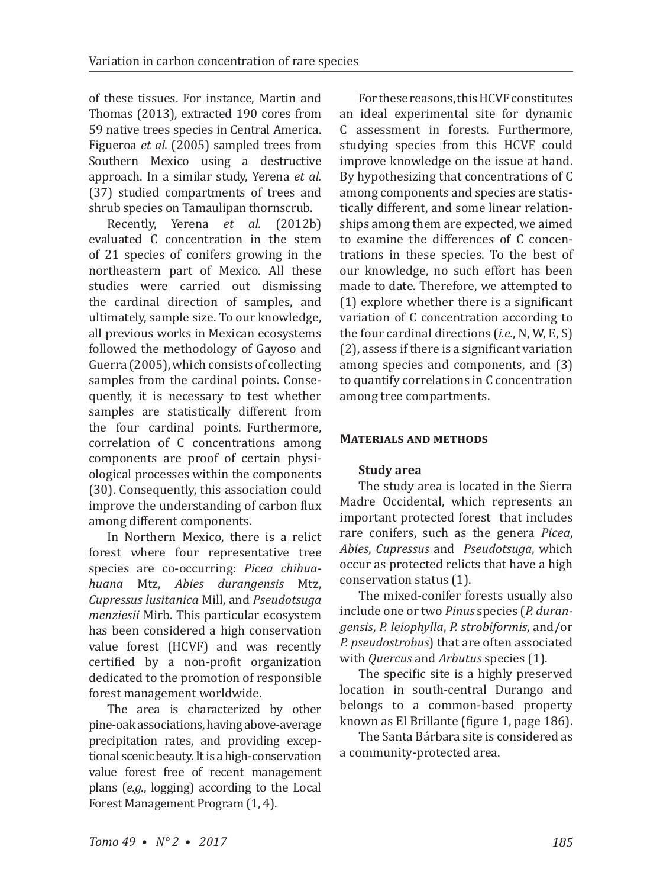of these tissues. For instance, Martin and Thomas (2013), extracted 190 cores from 59 native trees species in Central America. Figueroa *et al.* (2005) sampled trees from Southern Mexico using a destructive approach. In a similar study, Yerena *et al.* (37) studied compartments of trees and shrub species on Tamaulipan thornscrub.

Recently, Yerena *et al.* (2012b) evaluated C concentration in the stem of 21 species of conifers growing in the northeastern part of Mexico. All these studies were carried out dismissing the cardinal direction of samples, and ultimately, sample size. To our knowledge, all previous works in Mexican ecosystems followed the methodology of Gayoso and Guerra (2005), which consists of collecting samples from the cardinal points. Consequently, it is necessary to test whether samples are statistically different from the four cardinal points. Furthermore, correlation of C concentrations among components are proof of certain physiological processes within the components (30). Consequently, this association could improve the understanding of carbon flux among different components.

In Northern Mexico, there is a relict forest where four representative tree species are co-occurring: *Picea chihuahuana* Mtz, *Abies durangensis* Mtz, *Cupressus lusitanica* Mill, and *Pseudotsuga menziesii* Mirb. This particular ecosystem has been considered a high conservation value forest (HCVF) and was recently certified by a non-profit organization dedicated to the promotion of responsible forest management worldwide.

The area is characterized by other pine-oak associations, having above-average precipitation rates, and providing exceptional scenic beauty. It is a high-conservation value forest free of recent management plans (*e.g.*, logging) according to the Local Forest Management Program (1, 4).

For these reasons, this HCVF constitutes an ideal experimental site for dynamic C assessment in forests. Furthermore, studying species from this HCVF could improve knowledge on the issue at hand. By hypothesizing that concentrations of C among components and species are statistically different, and some linear relationships among them are expected, we aimed to examine the differences of C concentrations in these species. To the best of our knowledge, no such effort has been made to date. Therefore, we attempted to (1) explore whether there is a significant variation of C concentration according to the four cardinal directions (*i.e.*, N, W, E, S) (2), assess if there is a significant variation among species and components, and (3) to quantify correlations in C concentration among tree compartments.

## Materials and methods

### Study area

The study area is located in the Sierra Madre Occidental, which represents an important protected forest that includes rare conifers, such as the genera *Picea*, *Abies*, *Cupressus* and *Pseudotsuga*, which occur as protected relicts that have a high conservation status (1).

The mixed-conifer forests usually also include one or two *Pinus* species (*P. durangensis*, *P. leiophylla*, *P. strobiformis*, and/or *P. pseudostrobus*) that are often associated with *Quercus* and *Arbutus* species (1).

The specific site is a highly preserved location in south-central Durango and belongs to a common-based property known as El Brillante (figure 1, page 186).

The Santa Bárbara site is considered as a community-protected area.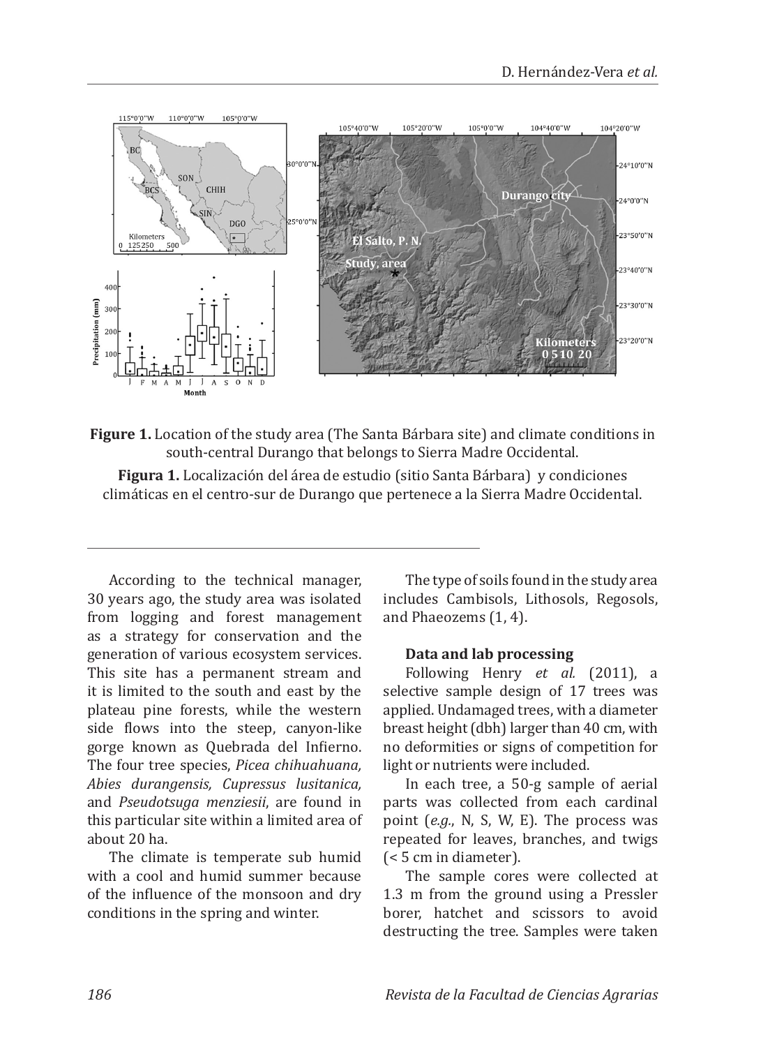**Figure 1.** Location of the study area (The Santa Bárbara site) and climate conditions in south-central Durango that belongs to Sierra Madre Occidental.

**Figura 1.** Localización del área de estudio (sitio Santa Bárbara) y condiciones climáticas en el centro-sur de Durango que pertenece a la Sierra Madre Occidental.

According to the technical manager, 30 years ago, the study area was isolated from logging and forest management as a strategy for conservation and the generation of various ecosystem services. This site has a permanent stream and it is limited to the south and east by the plateau pine forests, while the western side flows into the steep, canyon-like gorge known as Quebrada del Infierno. The four tree species, *Picea chihuahuana, Abies durangensis, Cupressus lusitanica,* and *Pseudotsuga menziesii*, are found in this particular site within a limited area of about 20 ha.

The climate is temperate sub humid with a cool and humid summer because of the influence of the monsoon and dry conditions in the spring and winter.

The type of soils found in the study area includes Cambisols, Lithosols, Regosols, and Phaeozems (1, 4).

### Data and lab processing

Following Henry *et al.* (2011), a selective sample design of 17 trees was applied. Undamaged trees, with a diameter breast height (dbh) larger than 40 cm, with no deformities or signs of competition for light or nutrients were included.

In each tree, a 50-g sample of aerial parts was collected from each cardinal point (*e.g.*, N, S, W, E). The process was repeated for leaves, branches, and twigs (< 5 cm in diameter).

The sample cores were collected at 1.3 m from the ground using a Pressler borer, hatchet and scissors to avoid destructing the tree. Samples were taken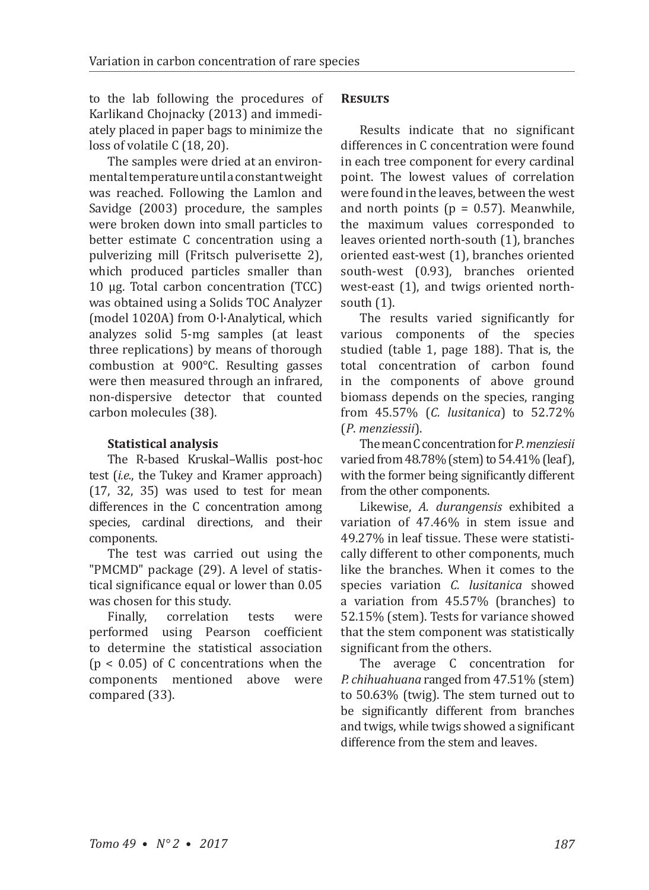to the lab following the procedures of Karlikand Chojnacky (2013) and immediately placed in paper bags to minimize the loss of volatile C (18, 20).

The samples were dried at an environmental temperature until a constant weight was reached. Following the Lamlon and Savidge (2003) procedure, the samples were broken down into small particles to better estimate C concentration using a pulverizing mill (Fritsch pulverisette 2), which produced particles smaller than 10 μg. Total carbon concentration (TCC) was obtained using a Solids TOC Analyzer (model 1020A) from O·I·Analytical, which analyzes solid 5-mg samples (at least three replications) by means of thorough combustion at 900°C. Resulting gasses were then measured through an infrared, non-dispersive detector that counted carbon molecules (38).

### Statistical analysis

The R-based Kruskal–Wallis post-hoc test (*i.e.*, the Tukey and Kramer approach) (17, 32, 35) was used to test for mean differences in the C concentration among species, cardinal directions, and their components.

The test was carried out using the "PMCMD" package (29). A level of statistical significance equal or lower than 0.05 was chosen for this study.

Finally, correlation tests were performed using Pearson coefficient to determine the statistical association ($p < 0.05$) of C concentrations when the components mentioned above were compared (33).

## Results

Results indicate that no significant differences in C concentration were found in each tree component for every cardinal point. The lowest values of correlation were found in the leaves, between the west and north points ($p = 0.57$). Meanwhile, the maximum values corresponded to leaves oriented north-south (1), branches oriented east-west (1), branches oriented south-west (0.93), branches oriented west-east (1), and twigs oriented north-south (1).

The results varied significantly for various components of the species studied (table 1, page 188). That is, the total concentration of carbon found in the components of above ground biomass depends on the species, ranging from 45.57% (*C. lusitanica*) to 52.72% (*P. menziessii*).

The mean C concentration for *P. menziesii* varied from 48.78% (stem) to 54.41% (leaf), with the former being significantly different from the other components.

Likewise, *A. durangensis* exhibited a variation of 47.46% in stem issue and 49.27% in leaf tissue. These were statistically different to other components, much like the branches. When it comes to the species variation *C. lusitanica* showed a variation from 45.57% (branches) to 52.15% (stem). Tests for variance showed that the stem component was statistically significant from the others.

The average C concentration for *P. chihuahuana* ranged from 47.51% (stem) to 50.63% (twig). The stem turned out to be significantly different from branches and twigs, while twigs showed a significant difference from the stem and leaves.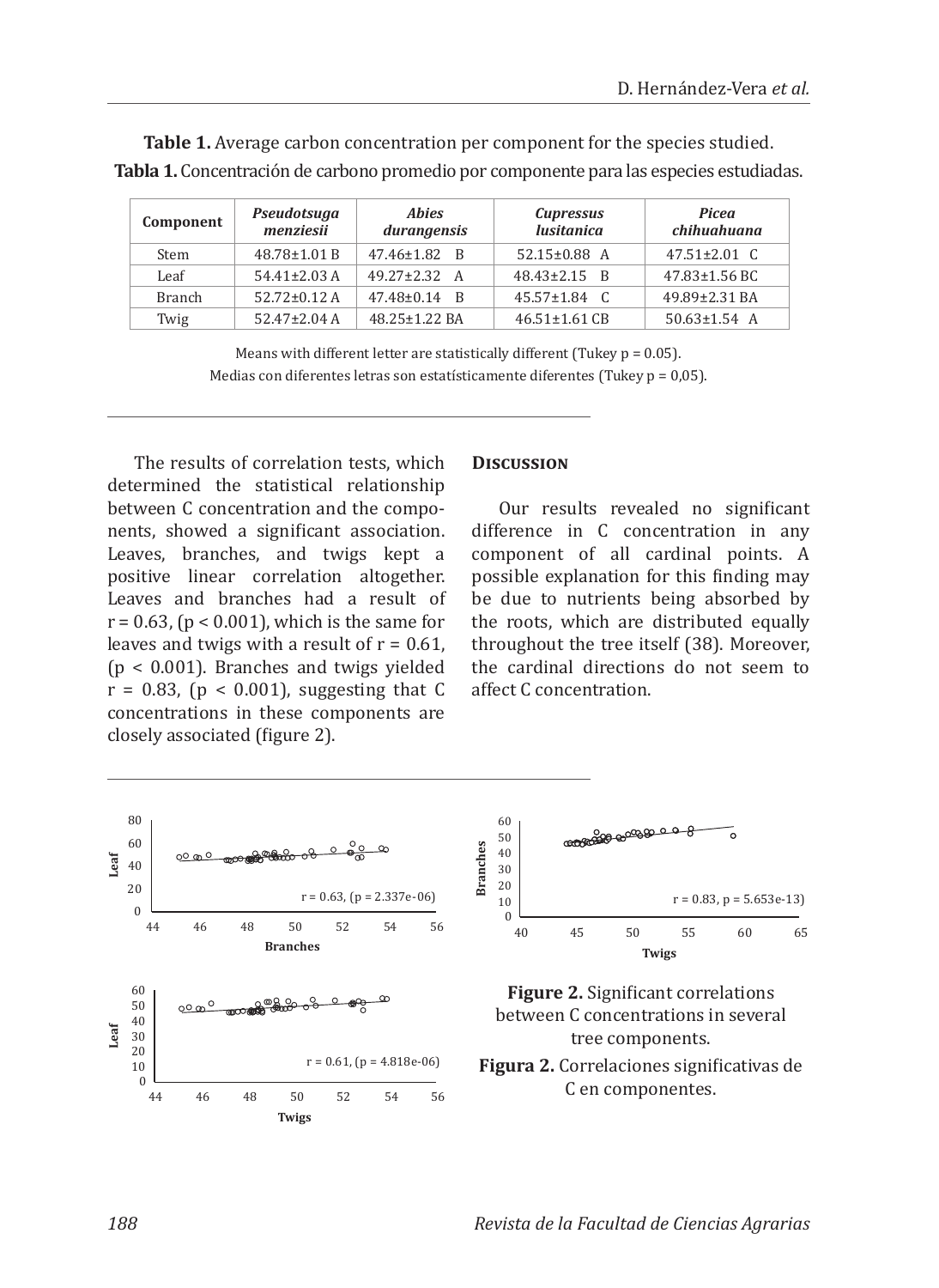**Table 1.** Average carbon concentration per component for the species studied.

**Tabla 1.** Concentración de carbono promedio por componente para las especies estudiadas.

| Component | *Pseudotsuga menziesii* | *Abies durangensis* | *Cupressus lusitanica* | *Picea chihuahuana* |
|---|---|---|---|---|
| Stem | 48.78±1.01 B | 47.46±1.82 B | 52.15±0.88 A | 47.51±2.01 C |
| Leaf | 54.41±2.03 A | 49.27±2.32 A | 48.43±2.15 B | 47.83±1.56 BC |
| Branch | 52.72±0.12 A | 47.48±0.14 B | 45.57±1.84 C | 49.89±2.31 BA |
| Twig | 52.47±2.04 A | 48.25±1.22 BA | 46.51±1.61 CB | 50.63±1.54 A |

Means with different letter are statistically different (Tukey p = 0.05).

Medias con diferentes letras son estatísticamente diferentes (Tukey p = 0,05).

The results of correlation tests, which determined the statistical relationship between C concentration and the components, showed a significant association. Leaves, branches, and twigs kept a positive linear correlation altogether. Leaves and branches had a result of $r = 0.63$, ($p < 0.001$), which is the same for leaves and twigs with a result of $r = 0.61$, ($p < 0.001$). Branches and twigs yielded $r = 0.83$, ($p < 0.001$), suggesting that C concentrations in these components are closely associated (figure 2).

## Discussion

Our results revealed no significant difference in C concentration in any component of all cardinal points. A possible explanation for this finding may be due to nutrients being absorbed by the roots, which are distributed equally throughout the tree itself (38). Moreover, the cardinal directions do not seem to affect C concentration.

**Figure 2.** Significant correlations between C concentrations in several tree components.

**Figura 2.** Correlaciones significativas de C en componentes.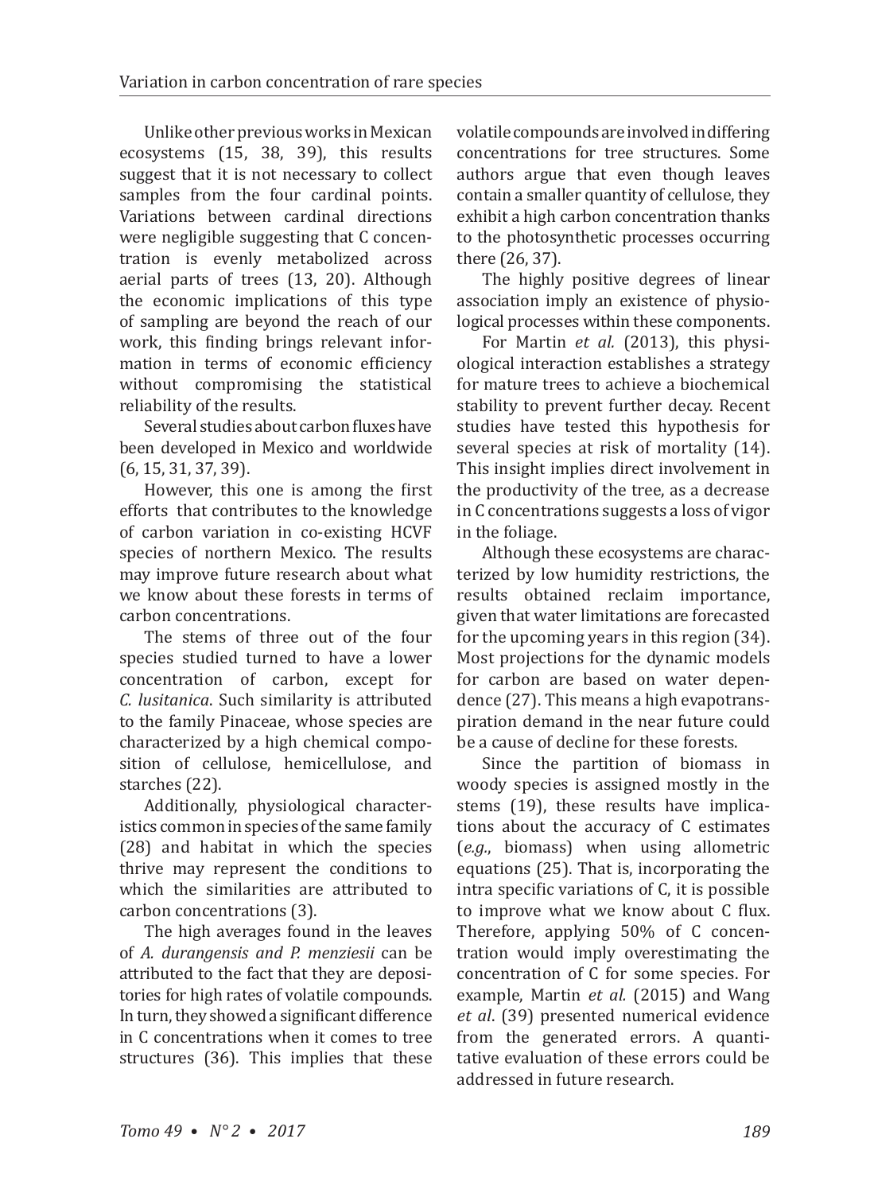Unlike other previous works in Mexican ecosystems (15, 38, 39), this results suggest that it is not necessary to collect samples from the four cardinal points. Variations between cardinal directions were negligible suggesting that C concentration is evenly metabolized across aerial parts of trees (13, 20). Although the economic implications of this type of sampling are beyond the reach of our work, this finding brings relevant information in terms of economic efficiency without compromising the statistical reliability of the results.

Several studies about carbon fluxes have been developed in Mexico and worldwide (6, 15, 31, 37, 39).

However, this one is among the first efforts that contributes to the knowledge of carbon variation in co-existing HCVF species of northern Mexico. The results may improve future research about what we know about these forests in terms of carbon concentrations.

The stems of three out of the four species studied turned to have a lower concentration of carbon, except for *C. lusitanica*. Such similarity is attributed to the family Pinaceae, whose species are characterized by a high chemical composition of cellulose, hemicellulose, and starches (22).

Additionally, physiological characteristics common in species of the same family (28) and habitat in which the species thrive may represent the conditions to which the similarities are attributed to carbon concentrations (3).

The high averages found in the leaves of *A. durangensis and P. menziesii* can be attributed to the fact that they are depositories for high rates of volatile compounds. In turn, they showed a significant difference in C concentrations when it comes to tree structures (36). This implies that these volatile compounds are involved in differing concentrations for tree structures. Some authors argue that even though leaves contain a smaller quantity of cellulose, they exhibit a high carbon concentration thanks to the photosynthetic processes occurring there (26, 37).

The highly positive degrees of linear association imply an existence of physiological processes within these components.

For Martin *et al.* (2013), this physiological interaction establishes a strategy for mature trees to achieve a biochemical stability to prevent further decay. Recent studies have tested this hypothesis for several species at risk of mortality (14). This insight implies direct involvement in the productivity of the tree, as a decrease in C concentrations suggests a loss of vigor in the foliage.

Although these ecosystems are characterized by low humidity restrictions, the results obtained reclaim importance, given that water limitations are forecasted for the upcoming years in this region (34). Most projections for the dynamic models for carbon are based on water dependence (27). This means a high evapotranspiration demand in the near future could be a cause of decline for these forests.

Since the partition of biomass in woody species is assigned mostly in the stems (19), these results have implications about the accuracy of C estimates (*e.g.*, biomass) when using allometric equations (25). That is, incorporating the intra specific variations of C, it is possible to improve what we know about C flux. Therefore, applying 50% of C concentration would imply overestimating the concentration of C for some species. For example, Martin *et al.* (2015) and Wang *et al*. (39) presented numerical evidence from the generated errors. A quantitative evaluation of these errors could be addressed in future research.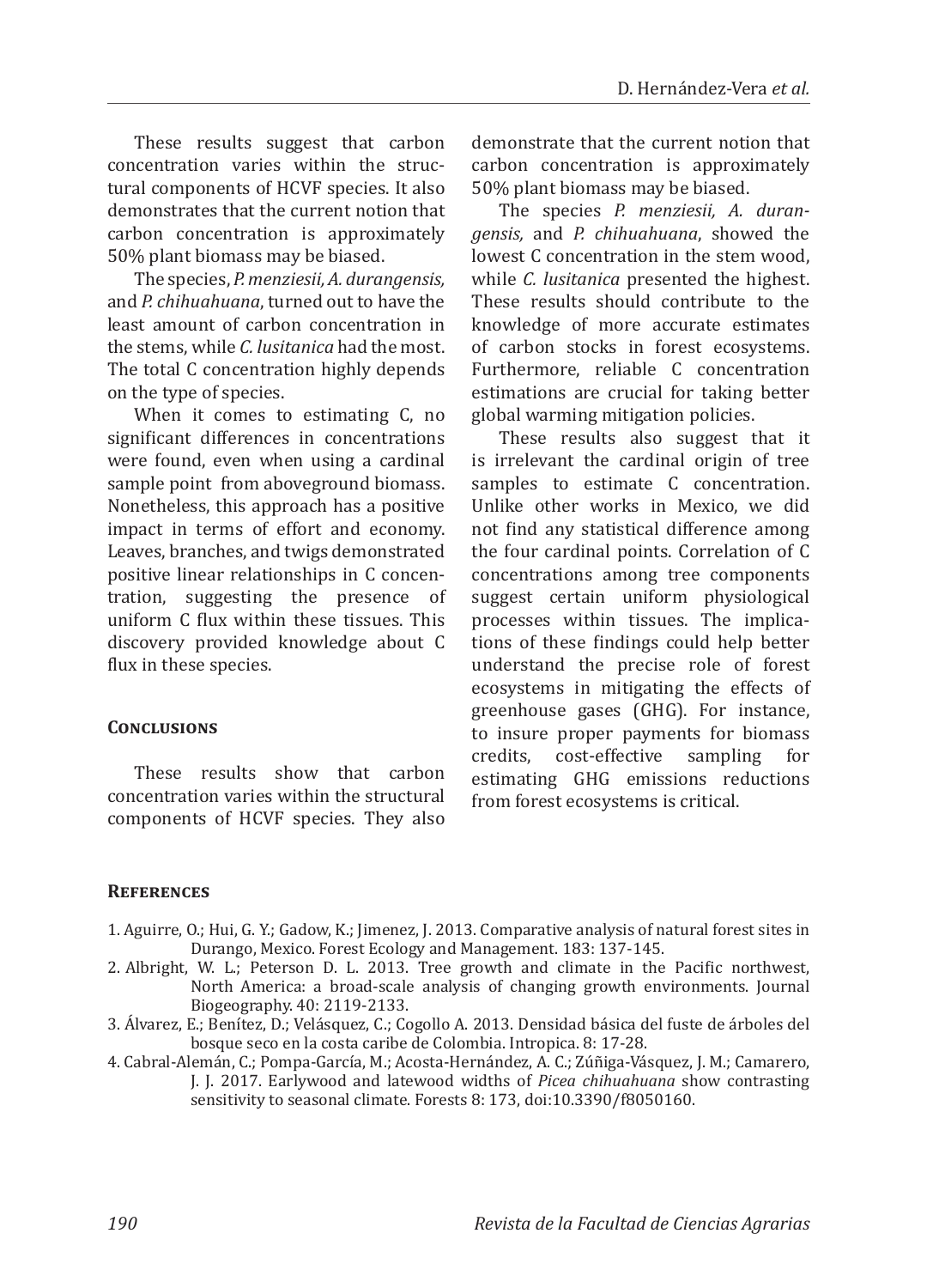These results suggest that carbon concentration varies within the structural components of HCVF species. It also demonstrates that the current notion that carbon concentration is approximately 50% plant biomass may be biased.

The species, *P. menziesii, A. durangensis,* and *P. chihuahuana*, turned out to have the least amount of carbon concentration in the stems, while *C. lusitanica* had the most. The total C concentration highly depends on the type of species.

When it comes to estimating C, no significant differences in concentrations were found, even when using a cardinal sample point from aboveground biomass. Nonetheless, this approach has a positive impact in terms of effort and economy. Leaves, branches, and twigs demonstrated positive linear relationships in C concentration, suggesting the presence of uniform C flux within these tissues. This discovery provided knowledge about C flux in these species.

## Conclusions

These results show that carbon concentration varies within the structural components of HCVF species. They also demonstrate that the current notion that carbon concentration is approximately 50% plant biomass may be biased.

The species *P. menziesii, A. durangensis,* and *P. chihuahuana*, showed the lowest C concentration in the stem wood, while *C. lusitanica* presented the highest. These results should contribute to the knowledge of more accurate estimates of carbon stocks in forest ecosystems. Furthermore, reliable C concentration estimations are crucial for taking better global warming mitigation policies.

These results also suggest that it is irrelevant the cardinal origin of tree samples to estimate C concentration. Unlike other works in Mexico, we did not find any statistical difference among the four cardinal points. Correlation of C concentrations among tree components suggest certain uniform physiological processes within tissues. The implications of these findings could help better understand the precise role of forest ecosystems in mitigating the effects of greenhouse gases (GHG). For instance, to insure proper payments for biomass credits, cost-effective sampling for estimating GHG emissions reductions from forest ecosystems is critical.

## References

1. Aguirre, O.; Hui, G. Y.; Gadow, K.; Jimenez, J. 2013. Comparative analysis of natural forest sites in Durango, Mexico. Forest Ecology and Management. 183: 137-145.
2. Albright, W. L.; Peterson D. L. 2013. Tree growth and climate in the Pacific northwest, North America: a broad-scale analysis of changing growth environments. Journal Biogeography. 40: 2119-2133.
3. Álvarez, E.; Benítez, D.; Velásquez, C.; Cogollo A. 2013. Densidad básica del fuste de árboles del bosque seco en la costa caribe de Colombia. Intropica. 8: 17-28.
4. Cabral-Alemán, C.; Pompa-García, M.; Acosta-Hernández, A. C.; Zúñiga-Vásquez, J. M.; Camarero, J. J. 2017. Earlywood and latewood widths of *Picea chihuahuana* show contrasting sensitivity to seasonal climate. Forests 8: 173, doi:10.3390/f8050160.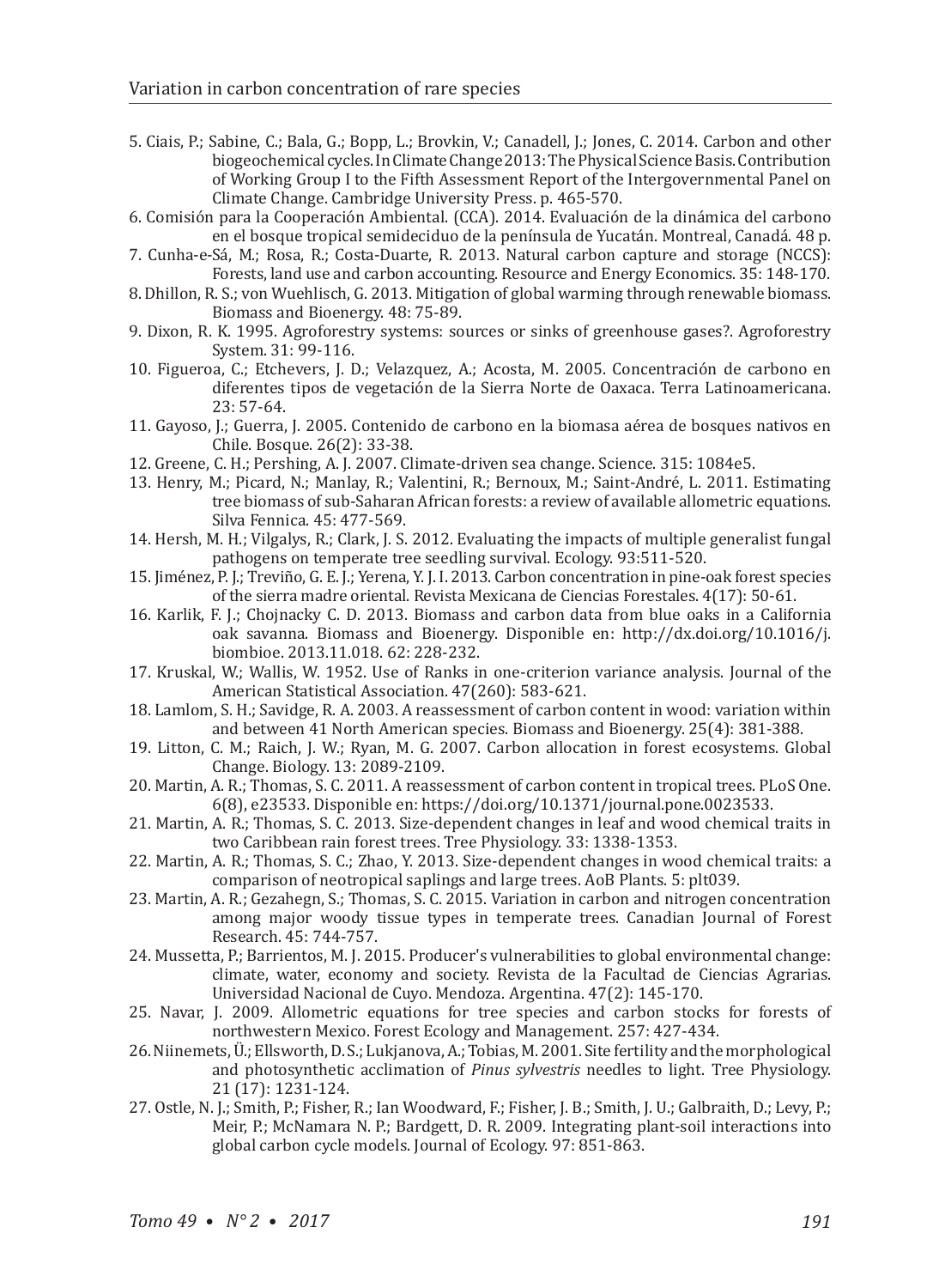5. Ciais, P.; Sabine, C.; Bala, G.; Bopp, L.; Brovkin, V.; Canadell, J.; Jones, C. 2014. Carbon and other biogeochemical cycles. In Climate Change 2013: The Physical Science Basis. Contribution of Working Group I to the Fifth Assessment Report of the Intergovernmental Panel on Climate Change. Cambridge University Press. p. 465-570.
6. Comisión para la Cooperación Ambiental. (CCA). 2014. Evaluación de la dinámica del carbono en el bosque tropical semideciduo de la península de Yucatán. Montreal, Canadá. 48 p.
7. Cunha-e-Sá, M.; Rosa, R.; Costa-Duarte, R. 2013. Natural carbon capture and storage (NCCS): Forests, land use and carbon accounting. Resource and Energy Economics. 35: 148-170.
8. Dhillon, R. S.; von Wuehlisch, G. 2013. Mitigation of global warming through renewable biomass. Biomass and Bioenergy. 48: 75-89.
9. Dixon, R. K. 1995. Agroforestry systems: sources or sinks of greenhouse gases?. Agroforestry System. 31: 99-116.
10. Figueroa, C.; Etchevers, J. D.; Velazquez, A.; Acosta, M. 2005. Concentración de carbono en diferentes tipos de vegetación de la Sierra Norte de Oaxaca. Terra Latinoamericana. 23: 57-64.
11. Gayoso, J.; Guerra, J. 2005. Contenido de carbono en la biomasa aérea de bosques nativos en Chile. Bosque. 26(2): 33-38.
12. Greene, C. H.; Pershing, A. J. 2007. Climate-driven sea change. Science. 315: 1084e5.
13. Henry, M.; Picard, N.; Manlay, R.; Valentini, R.; Bernoux, M.; Saint-André, L. 2011. Estimating tree biomass of sub-Saharan African forests: a review of available allometric equations. Silva Fennica. 45: 477-569.
14. Hersh, M. H.; Vilgalys, R.; Clark, J. S. 2012. Evaluating the impacts of multiple generalist fungal pathogens on temperate tree seedling survival. Ecology. 93:511-520.
15. Jiménez, P. J.; Treviño, G. E. J.; Yerena, Y. J. I. 2013. Carbon concentration in pine-oak forest species of the sierra madre oriental. Revista Mexicana de Ciencias Forestales. 4(17): 50-61.
16. Karlik, F. J.; Chojnacky C. D. 2013. Biomass and carbon data from blue oaks in a California oak savanna. Biomass and Bioenergy. Disponible en: http://dx.doi.org/10.1016/j.biombioe. 2013.11.018. 62: 228-232.
17. Kruskal, W.; Wallis, W. 1952. Use of Ranks in one-criterion variance analysis. Journal of the American Statistical Association. 47(260): 583-621.
18. Lamlom, S. H.; Savidge, R. A. 2003. A reassessment of carbon content in wood: variation within and between 41 North American species. Biomass and Bioenergy. 25(4): 381-388.
19. Litton, C. M.; Raich, J. W.; Ryan, M. G. 2007. Carbon allocation in forest ecosystems. Global Change. Biology. 13: 2089-2109.
20. Martin, A. R.; Thomas, S. C. 2011. A reassessment of carbon content in tropical trees. PLoS One. 6(8), e23533. Disponible en: https://doi.org/10.1371/journal.pone.0023533.
21. Martin, A. R.; Thomas, S. C. 2013. Size-dependent changes in leaf and wood chemical traits in two Caribbean rain forest trees. Tree Physiology. 33: 1338-1353.
22. Martin, A. R.; Thomas, S. C.; Zhao, Y. 2013. Size-dependent changes in wood chemical traits: a comparison of neotropical saplings and large trees. AoB Plants. 5: plt039.
23. Martin, A. R.; Gezahegn, S.; Thomas, S. C. 2015. Variation in carbon and nitrogen concentration among major woody tissue types in temperate trees. Canadian Journal of Forest Research. 45: 744-757.
24. Mussetta, P.; Barrientos, M. J. 2015. Producer's vulnerabilities to global environmental change: climate, water, economy and society. Revista de la Facultad de Ciencias Agrarias. Universidad Nacional de Cuyo. Mendoza. Argentina. 47(2): 145-170.
25. Navar, J. 2009. Allometric equations for tree species and carbon stocks for forests of northwestern Mexico. Forest Ecology and Management. 257: 427-434.
26. Niinemets, Ü.; Ellsworth, D.S.; Lukjanova, A.; Tobias, M. 2001. Site fertility and the morphological and photosynthetic acclimation of *Pinus sylvestris* needles to light. Tree Physiology. 21 (17): 1231-124.
27. Ostle, N. J.; Smith, P.; Fisher, R.; Ian Woodward, F.; Fisher, J. B.; Smith, J. U.; Galbraith, D.; Levy, P.; Meir, P.; McNamara N. P.; Bardgett, D. R. 2009. Integrating plant-soil interactions into global carbon cycle models. Journal of Ecology. 97: 851-863.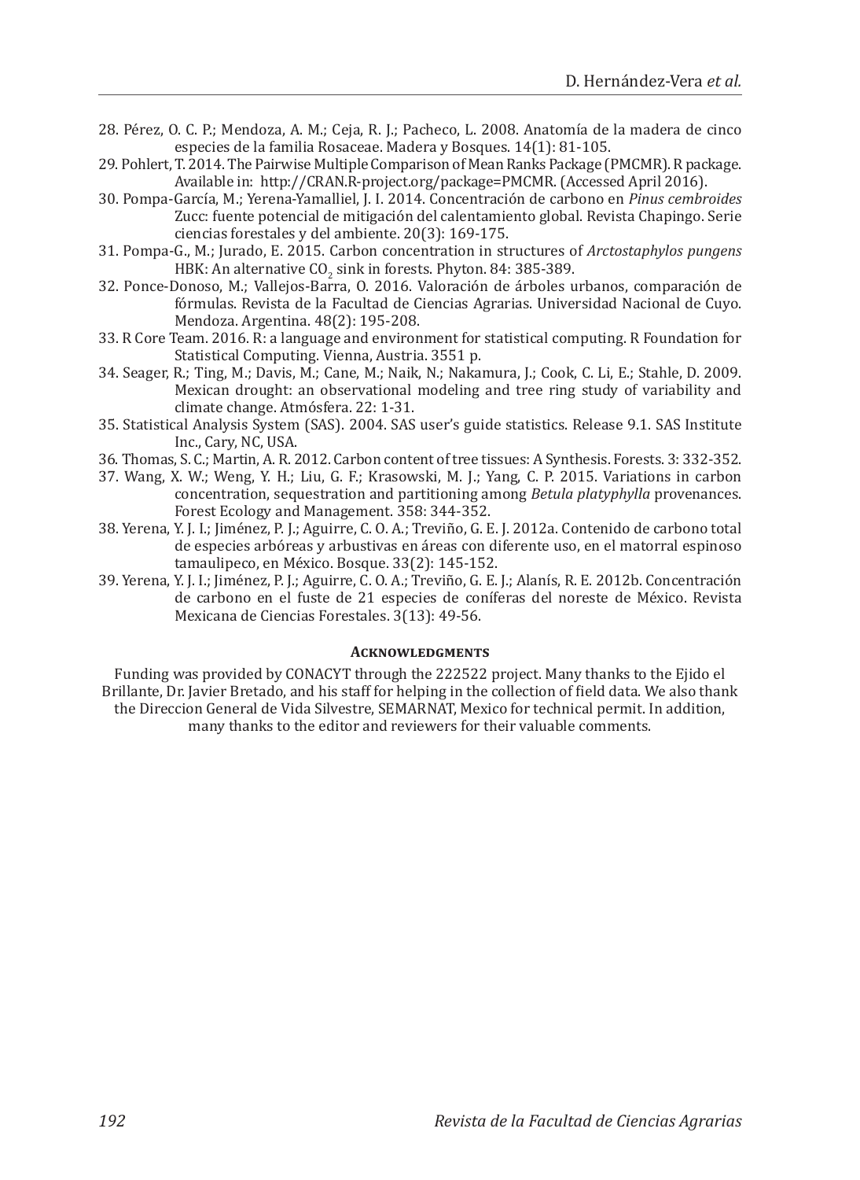28. Pérez, O. C. P.; Mendoza, A. M.; Ceja, R. J.; Pacheco, L. 2008. Anatomía de la madera de cinco especies de la familia Rosaceae. Madera y Bosques. 14(1): 81-105.
29. Pohlert, T. 2014. The Pairwise Multiple Comparison of Mean Ranks Package (PMCMR). R package. Available in: http://CRAN.R-project.org/package=PMCMR. (Accessed April 2016).
30. Pompa-García, M.; Yerena-Yamalliel, J. I. 2014. Concentración de carbono en *Pinus cembroides* Zucc: fuente potencial de mitigación del calentamiento global. Revista Chapingo. Serie ciencias forestales y del ambiente. 20(3): 169-175.
31. Pompa-G., M.; Jurado, E. 2015. Carbon concentration in structures of *Arctostaphylos pungens* HBK: An alternative $CO_2$ sink in forests. Phyton. 84: 385-389.
32. Ponce-Donoso, M.; Vallejos-Barra, O. 2016. Valoración de árboles urbanos, comparación de fórmulas. Revista de la Facultad de Ciencias Agrarias. Universidad Nacional de Cuyo. Mendoza. Argentina. 48(2): 195-208.
33. R Core Team. 2016. R: a language and environment for statistical computing. R Foundation for Statistical Computing. Vienna, Austria. 3551 p.
34. Seager, R.; Ting, M.; Davis, M.; Cane, M.; Naik, N.; Nakamura, J.; Cook, C. Li, E.; Stahle, D. 2009. Mexican drought: an observational modeling and tree ring study of variability and climate change. Atmósfera. 22: 1-31.
35. Statistical Analysis System (SAS). 2004. SAS user's guide statistics. Release 9.1. SAS Institute Inc., Cary, NC, USA.
36. Thomas, S. C.; Martin, A. R. 2012. Carbon content of tree tissues: A Synthesis. Forests. 3: 332-352.
37. Wang, X. W.; Weng, Y. H.; Liu, G. F.; Krasowski, M. J.; Yang, C. P. 2015. Variations in carbon concentration, sequestration and partitioning among *Betula platyphylla* provenances. Forest Ecology and Management. 358: 344-352.
38. Yerena, Y. J. I.; Jiménez, P. J.; Aguirre, C. O. A.; Treviño, G. E. J. 2012a. Contenido de carbono total de especies arbóreas y arbustivas en áreas con diferente uso, en el matorral espinoso tamaulipeco, en México. Bosque. 33(2): 145-152.
39. Yerena, Y. J. I.; Jiménez, P. J.; Aguirre, C. O. A.; Treviño, G. E. J.; Alanís, R. E. 2012b. Concentración de carbono en el fuste de 21 especies de coníferas del noreste de México. Revista Mexicana de Ciencias Forestales. 3(13): 49-56.

## Acknowledgments

Funding was provided by CONACYT through the 222522 project. Many thanks to the Ejido el Brillante, Dr. Javier Bretado, and his staff for helping in the collection of field data. We also thank the Direccion General de Vida Silvestre, SEMARNAT, Mexico for technical permit. In addition, many thanks to the editor and reviewers for their valuable comments.